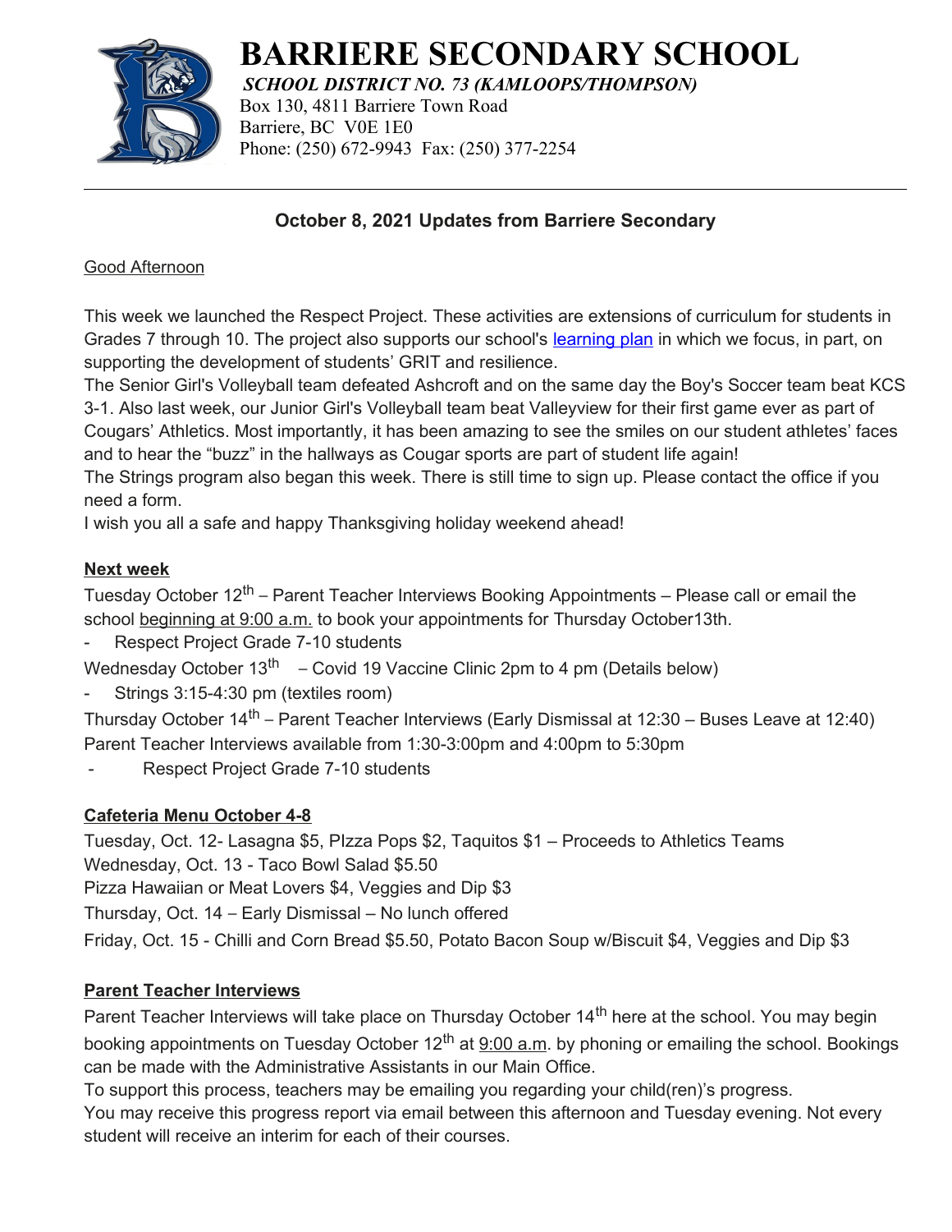# BARRIERE SECONDARY SCHOOL

***SCHOOL DISTRICT NO. 73 (KAMLOOPS/THOMPSON)***

Box 130, 4811 Barriere Town Road
Barriere, BC V0E 1E0
Phone: (250) 672-9943 Fax: (250) 377-2254

---

## October 8, 2021 Updates from Barriere Secondary

Good Afternoon

This week we launched the Respect Project. These activities are extensions of curriculum for students in Grades 7 through 10. The project also supports our school's learning plan in which we focus, in part, on supporting the development of students' GRIT and resilience.

The Senior Girl's Volleyball team defeated Ashcroft and on the same day the Boy's Soccer team beat KCS 3-1. Also last week, our Junior Girl's Volleyball team beat Valleyview for their first game ever as part of Cougars' Athletics. Most importantly, it has been amazing to see the smiles on our student athletes' faces and to hear the "buzz" in the hallways as Cougar sports are part of student life again!

The Strings program also began this week. There is still time to sign up. Please contact the office if you need a form.

I wish you all a safe and happy Thanksgiving holiday weekend ahead!

**Next week**

Tuesday October 12th – Parent Teacher Interviews Booking Appointments – Please call or email the school beginning at 9:00 a.m. to book your appointments for Thursday October13th.

- Respect Project Grade 7-10 students

Wednesday October 13th – Covid 19 Vaccine Clinic 2pm to 4 pm (Details below)

- Strings 3:15-4:30 pm (textiles room)

Thursday October 14th – Parent Teacher Interviews (Early Dismissal at 12:30 – Buses Leave at 12:40)
Parent Teacher Interviews available from 1:30-3:00pm and 4:00pm to 5:30pm

- Respect Project Grade 7-10 students

**Cafeteria Menu October 4-8**

Tuesday, Oct. 12- Lasagna $5, PIzza Pops $2, Taquitos $1 – Proceeds to Athletics Teams

Wednesday, Oct. 13 - Taco Bowl Salad $5.50

Pizza Hawaiian or Meat Lovers $4, Veggies and Dip $3

Thursday, Oct. 14 – Early Dismissal – No lunch offered

Friday, Oct. 15 - Chilli and Corn Bread $5.50, Potato Bacon Soup w/Biscuit $4, Veggies and Dip $3

**Parent Teacher Interviews**

Parent Teacher Interviews will take place on Thursday October 14th here at the school. You may begin booking appointments on Tuesday October 12th at 9:00 a.m. by phoning or emailing the school. Bookings can be made with the Administrative Assistants in our Main Office.

To support this process, teachers may be emailing you regarding your child(ren)'s progress.

You may receive this progress report via email between this afternoon and Tuesday evening. Not every student will receive an interim for each of their courses.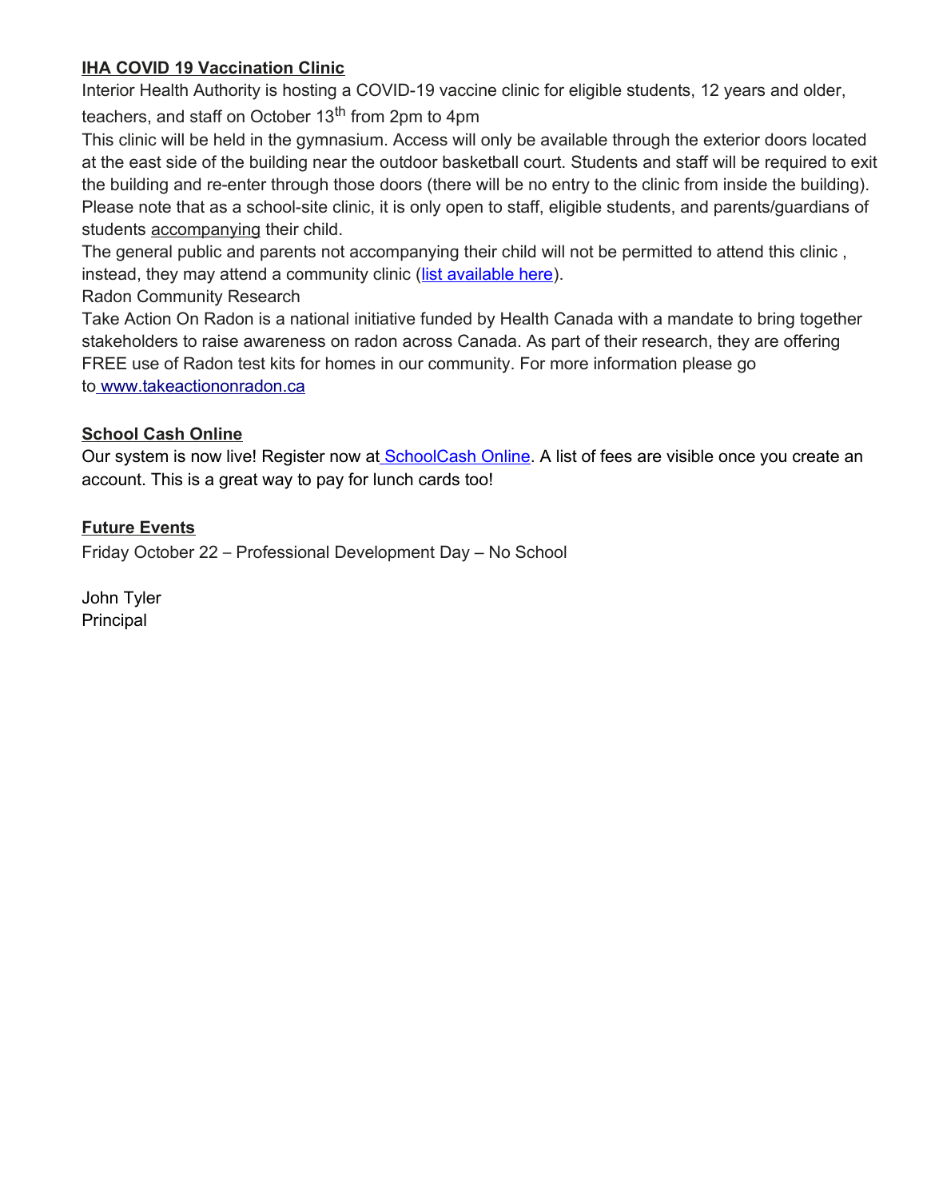**IHA COVID 19 Vaccination Clinic**

Interior Health Authority is hosting a COVID-19 vaccine clinic for eligible students, 12 years and older, teachers, and staff on October 13th from 2pm to 4pm

This clinic will be held in the gymnasium. Access will only be available through the exterior doors located at the east side of the building near the outdoor basketball court. Students and staff will be required to exit the building and re-enter through those doors (there will be no entry to the clinic from inside the building). Please note that as a school-site clinic, it is only open to staff, eligible students, and parents/guardians of students accompanying their child.

The general public and parents not accompanying their child will not be permitted to attend this clinic , instead, they may attend a community clinic (list available here).

Radon Community Research

Take Action On Radon is a national initiative funded by Health Canada with a mandate to bring together stakeholders to raise awareness on radon across Canada. As part of their research, they are offering FREE use of Radon test kits for homes in our community. For more information please go to www.takeactiononradon.ca

**School Cash Online**

Our system is now live! Register now at SchoolCash Online. A list of fees are visible once you create an account. This is a great way to pay for lunch cards too!

**Future Events**

Friday October 22 – Professional Development Day – No School

John Tyler
Principal